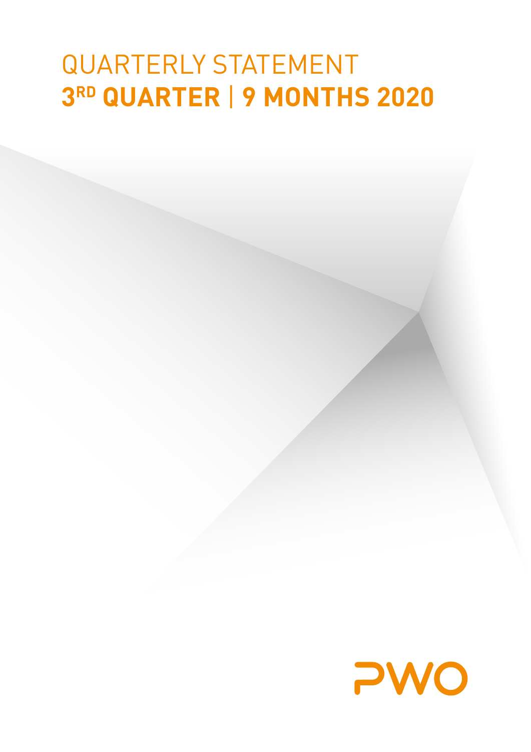# QUARTERLY STATEMENT
# 3RD QUARTER | 9 MONTHS 2020

PWO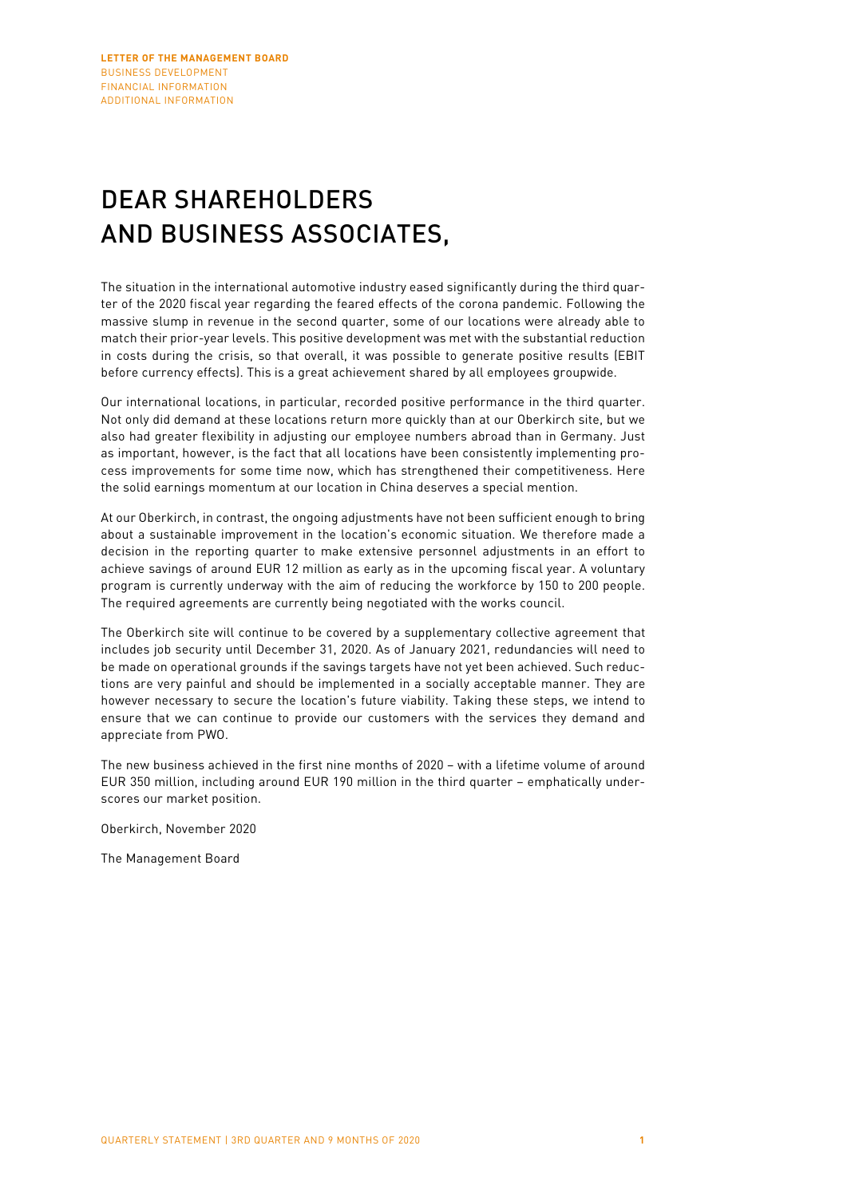# DEAR SHAREHOLDERS AND BUSINESS ASSOCIATES,

The situation in the international automotive industry eased significantly during the third quarter of the 2020 fiscal year regarding the feared effects of the corona pandemic. Following the massive slump in revenue in the second quarter, some of our locations were already able to match their prior-year levels. This positive development was met with the substantial reduction in costs during the crisis, so that overall, it was possible to generate positive results (EBIT before currency effects). This is a great achievement shared by all employees groupwide.

Our international locations, in particular, recorded positive performance in the third quarter. Not only did demand at these locations return more quickly than at our Oberkirch site, but we also had greater flexibility in adjusting our employee numbers abroad than in Germany. Just as important, however, is the fact that all locations have been consistently implementing process improvements for some time now, which has strengthened their competitiveness. Here the solid earnings momentum at our location in China deserves a special mention.

At our Oberkirch, in contrast, the ongoing adjustments have not been sufficient enough to bring about a sustainable improvement in the location's economic situation. We therefore made a decision in the reporting quarter to make extensive personnel adjustments in an effort to achieve savings of around EUR 12 million as early as in the upcoming fiscal year. A voluntary program is currently underway with the aim of reducing the workforce by 150 to 200 people. The required agreements are currently being negotiated with the works council.

The Oberkirch site will continue to be covered by a supplementary collective agreement that includes job security until December 31, 2020. As of January 2021, redundancies will need to be made on operational grounds if the savings targets have not yet been achieved. Such reductions are very painful and should be implemented in a socially acceptable manner. They are however necessary to secure the location's future viability. Taking these steps, we intend to ensure that we can continue to provide our customers with the services they demand and appreciate from PWO.

The new business achieved in the first nine months of 2020 – with a lifetime volume of around EUR 350 million, including around EUR 190 million in the third quarter – emphatically underscores our market position.

Oberkirch, November 2020

The Management Board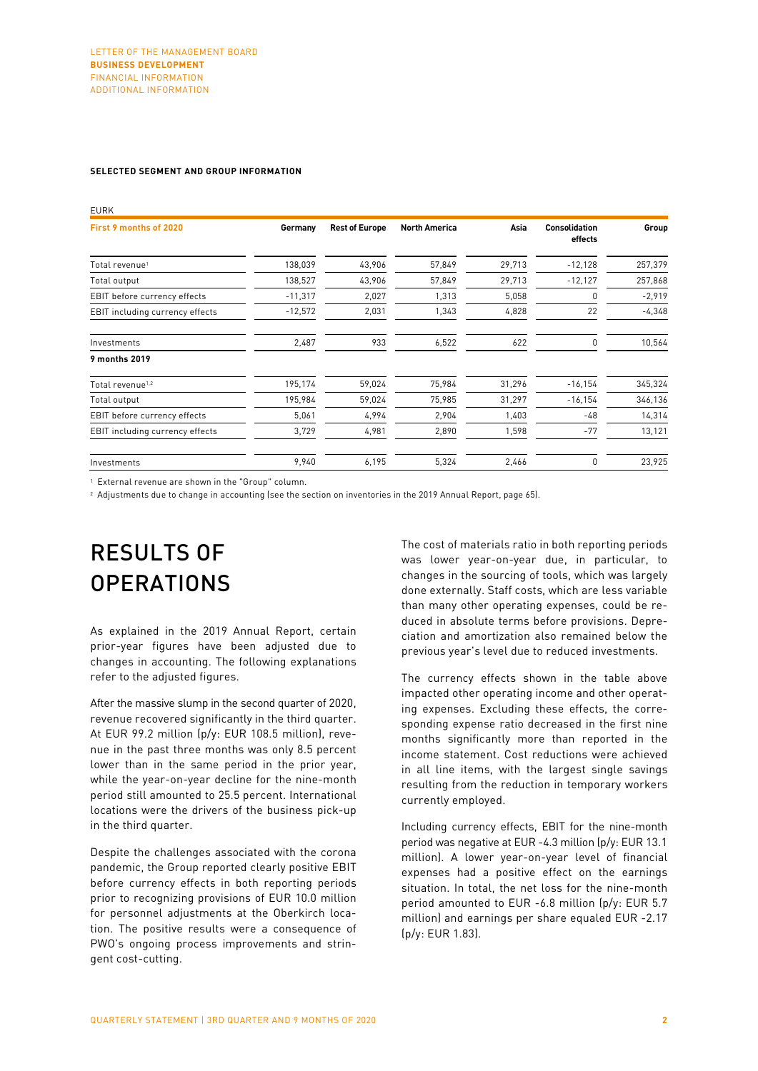#### SELECTED SEGMENT AND GROUP INFORMATION

EURK

| First 9 months of 2020 | Germany | Rest of Europe | North America | Asia | Consolidation effects | Group |
|---|---|---|---|---|---|---|
| Total revenue[1] | 138,039 | 43,906 | 57,849 | 29,713 | -12,128 | 257,379 |
| Total output | 138,527 | 43,906 | 57,849 | 29,713 | -12,127 | 257,868 |
| EBIT before currency effects | -11,317 | 2,027 | 1,313 | 5,058 | 0 | -2,919 |
| EBIT including currency effects | -12,572 | 2,031 | 1,343 | 4,828 | 22 | -4,348 |
| Investments | 2,487 | 933 | 6,522 | 622 | 0 | 10,564 |
| **9 months 2019** | | | | | | |
| Total revenue[1,2] | 195,174 | 59,024 | 75,984 | 31,296 | -16,154 | 345,324 |
| Total output | 195,984 | 59,024 | 75,985 | 31,297 | -16,154 | 346,136 |
| EBIT before currency effects | 5,061 | 4,994 | 2,904 | 1,403 | -48 | 14,314 |
| EBIT including currency effects | 3,729 | 4,981 | 2,890 | 1,598 | -77 | 13,121 |
| Investments | 9,940 | 6,195 | 5,324 | 2,466 | 0 | 23,925 |

[1] External revenue are shown in the "Group" column.
[2] Adjustments due to change in accounting (see the section on inventories in the 2019 Annual Report, page 65).

# RESULTS OF OPERATIONS

As explained in the 2019 Annual Report, certain prior-year figures have been adjusted due to changes in accounting. The following explanations refer to the adjusted figures.

After the massive slump in the second quarter of 2020, revenue recovered significantly in the third quarter. At EUR 99.2 million (p/y: EUR 108.5 million), revenue in the past three months was only 8.5 percent lower than in the same period in the prior year, while the year-on-year decline for the nine-month period still amounted to 25.5 percent. International locations were the drivers of the business pick-up in the third quarter.

Despite the challenges associated with the corona pandemic, the Group reported clearly positive EBIT before currency effects in both reporting periods prior to recognizing provisions of EUR 10.0 million for personnel adjustments at the Oberkirch location. The positive results were a consequence of PWO's ongoing process improvements and stringent cost-cutting.

The cost of materials ratio in both reporting periods was lower year-on-year due, in particular, to changes in the sourcing of tools, which was largely done externally. Staff costs, which are less variable than many other operating expenses, could be reduced in absolute terms before provisions. Depreciation and amortization also remained below the previous year's level due to reduced investments.

The currency effects shown in the table above impacted other operating income and other operating expenses. Excluding these effects, the corresponding expense ratio decreased in the first nine months significantly more than reported in the income statement. Cost reductions were achieved in all line items, with the largest single savings resulting from the reduction in temporary workers currently employed.

Including currency effects, EBIT for the nine-month period was negative at EUR -4.3 million (p/y: EUR 13.1 million). A lower year-on-year level of financial expenses had a positive effect on the earnings situation. In total, the net loss for the nine-month period amounted to EUR -6.8 million (p/y: EUR 5.7 million) and earnings per share equaled EUR -2.17 (p/y: EUR 1.83).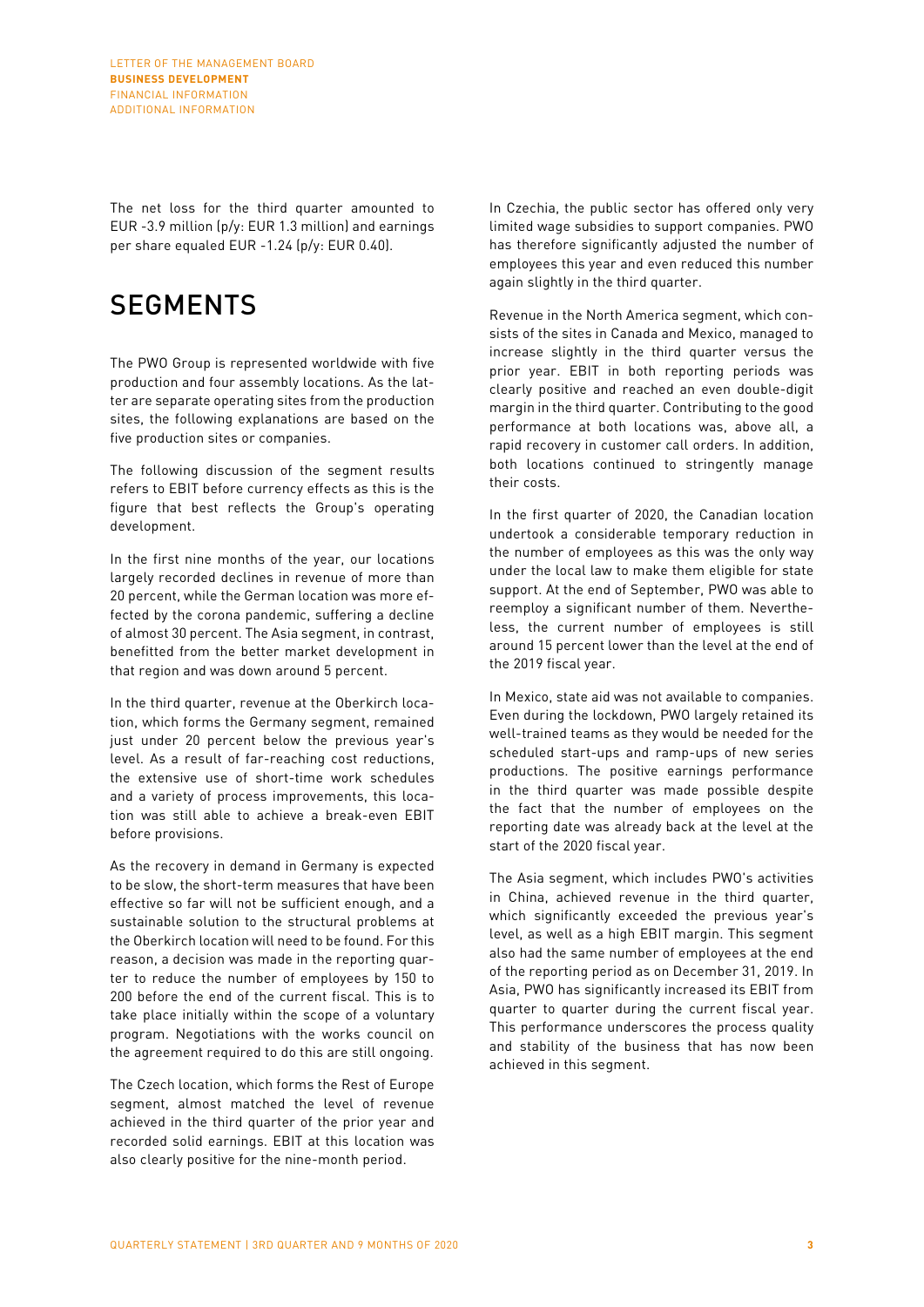The net loss for the third quarter amounted to EUR -3.9 million (p/y: EUR 1.3 million) and earnings per share equaled EUR -1.24 (p/y: EUR 0.40).

# SEGMENTS

The PWO Group is represented worldwide with five production and four assembly locations. As the latter are separate operating sites from the production sites, the following explanations are based on the five production sites or companies.

The following discussion of the segment results refers to EBIT before currency effects as this is the figure that best reflects the Group's operating development.

In the first nine months of the year, our locations largely recorded declines in revenue of more than 20 percent, while the German location was more effected by the corona pandemic, suffering a decline of almost 30 percent. The Asia segment, in contrast, benefitted from the better market development in that region and was down around 5 percent.

In the third quarter, revenue at the Oberkirch location, which forms the Germany segment, remained just under 20 percent below the previous year's level. As a result of far-reaching cost reductions, the extensive use of short-time work schedules and a variety of process improvements, this location was still able to achieve a break-even EBIT before provisions.

As the recovery in demand in Germany is expected to be slow, the short-term measures that have been effective so far will not be sufficient enough, and a sustainable solution to the structural problems at the Oberkirch location will need to be found. For this reason, a decision was made in the reporting quarter to reduce the number of employees by 150 to 200 before the end of the current fiscal. This is to take place initially within the scope of a voluntary program. Negotiations with the works council on the agreement required to do this are still ongoing.

The Czech location, which forms the Rest of Europe segment, almost matched the level of revenue achieved in the third quarter of the prior year and recorded solid earnings. EBIT at this location was also clearly positive for the nine-month period.

In Czechia, the public sector has offered only very limited wage subsidies to support companies. PWO has therefore significantly adjusted the number of employees this year and even reduced this number again slightly in the third quarter.

Revenue in the North America segment, which consists of the sites in Canada and Mexico, managed to increase slightly in the third quarter versus the prior year. EBIT in both reporting periods was clearly positive and reached an even double-digit margin in the third quarter. Contributing to the good performance at both locations was, above all, a rapid recovery in customer call orders. In addition, both locations continued to stringently manage their costs.

In the first quarter of 2020, the Canadian location undertook a considerable temporary reduction in the number of employees as this was the only way under the local law to make them eligible for state support. At the end of September, PWO was able to reemploy a significant number of them. Nevertheless, the current number of employees is still around 15 percent lower than the level at the end of the 2019 fiscal year.

In Mexico, state aid was not available to companies. Even during the lockdown, PWO largely retained its well-trained teams as they would be needed for the scheduled start-ups and ramp-ups of new series productions. The positive earnings performance in the third quarter was made possible despite the fact that the number of employees on the reporting date was already back at the level at the start of the 2020 fiscal year.

The Asia segment, which includes PWO's activities in China, achieved revenue in the third quarter, which significantly exceeded the previous year's level, as well as a high EBIT margin. This segment also had the same number of employees at the end of the reporting period as on December 31, 2019. In Asia, PWO has significantly increased its EBIT from quarter to quarter during the current fiscal year. This performance underscores the process quality and stability of the business that has now been achieved in this segment.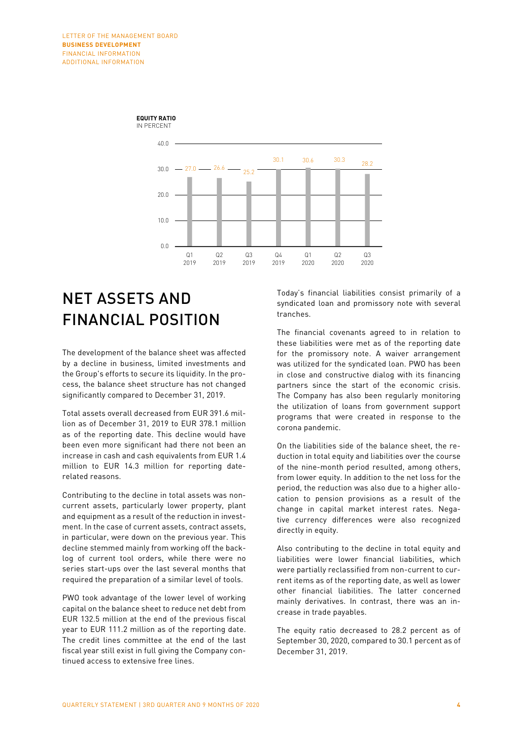**EQUITY RATIO**
IN PERCENT

| Q1 2019 | Q2 2019 | Q3 2019 | Q4 2019 | Q1 2020 | Q2 2020 | Q3 2020 |
|---|---|---|---|---|---|---|
| 27.0 | 26.6 | 25.2 | 30.1 | 30.6 | 30.3 | 28.2 |

# NET ASSETS AND FINANCIAL POSITION

The development of the balance sheet was affected by a decline in business, limited investments and the Group's efforts to secure its liquidity. In the process, the balance sheet structure has not changed significantly compared to December 31, 2019.

Total assets overall decreased from EUR 391.6 million as of December 31, 2019 to EUR 378.1 million as of the reporting date. This decline would have been even more significant had there not been an increase in cash and cash equivalents from EUR 1.4 million to EUR 14.3 million for reporting date-related reasons.

Contributing to the decline in total assets was non-current assets, particularly lower property, plant and equipment as a result of the reduction in investment. In the case of current assets, contract assets, in particular, were down on the previous year. This decline stemmed mainly from working off the backlog of current tool orders, while there were no series start-ups over the last several months that required the preparation of a similar level of tools.

PWO took advantage of the lower level of working capital on the balance sheet to reduce net debt from EUR 132.5 million at the end of the previous fiscal year to EUR 111.2 million as of the reporting date. The credit lines committee at the end of the last fiscal year still exist in full giving the Company continued access to extensive free lines.

Today's financial liabilities consist primarily of a syndicated loan and promissory note with several tranches.

The financial covenants agreed to in relation to these liabilities were met as of the reporting date for the promissory note. A waiver arrangement was utilized for the syndicated loan. PWO has been in close and constructive dialog with its financing partners since the start of the economic crisis. The Company has also been regularly monitoring the utilization of loans from government support programs that were created in response to the corona pandemic.

On the liabilities side of the balance sheet, the reduction in total equity and liabilities over the course of the nine-month period resulted, among others, from lower equity. In addition to the net loss for the period, the reduction was also due to a higher allocation to pension provisions as a result of the change in capital market interest rates. Negative currency differences were also recognized directly in equity.

Also contributing to the decline in total equity and liabilities were lower financial liabilities, which were partially reclassified from non-current to current items as of the reporting date, as well as lower other financial liabilities. The latter concerned mainly derivatives. In contrast, there was an increase in trade payables.

The equity ratio decreased to 28.2 percent as of September 30, 2020, compared to 30.1 percent as of December 31, 2019.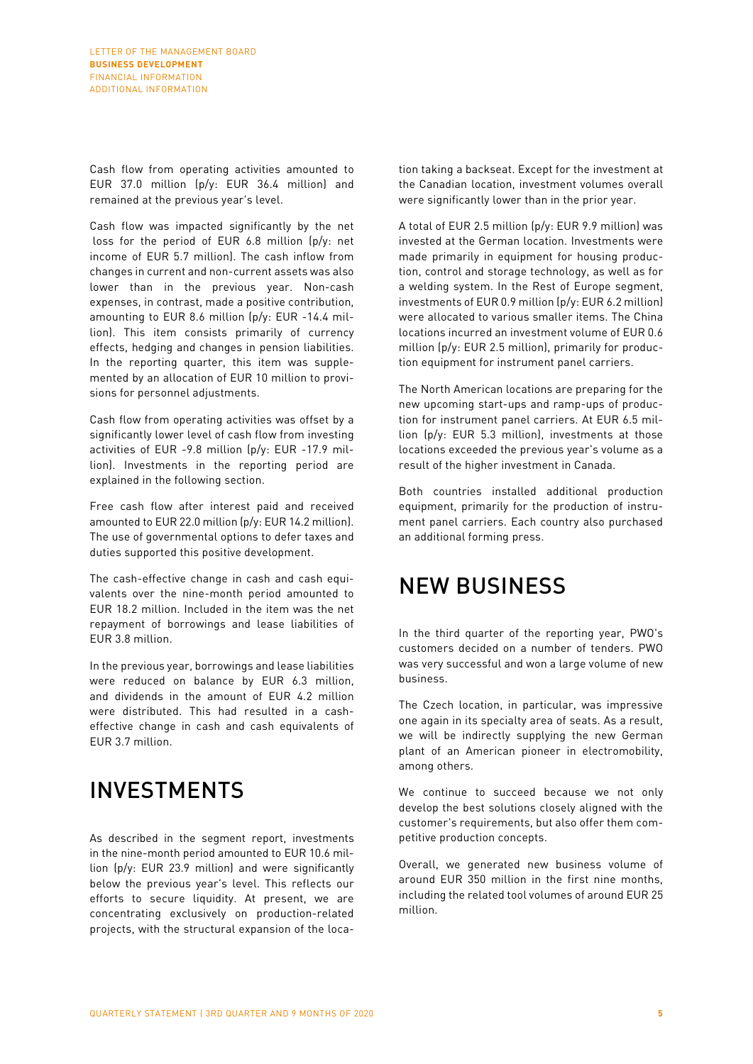Cash flow from operating activities amounted to EUR 37.0 million (p/y: EUR 36.4 million) and remained at the previous year's level.

Cash flow was impacted significantly by the net loss for the period of EUR 6.8 million (p/y: net income of EUR 5.7 million). The cash inflow from changes in current and non-current assets was also lower than in the previous year. Non-cash expenses, in contrast, made a positive contribution, amounting to EUR 8.6 million (p/y: EUR -14.4 million). This item consists primarily of currency effects, hedging and changes in pension liabilities. In the reporting quarter, this item was supplemented by an allocation of EUR 10 million to provisions for personnel adjustments.

Cash flow from operating activities was offset by a significantly lower level of cash flow from investing activities of EUR -9.8 million (p/y: EUR -17.9 million). Investments in the reporting period are explained in the following section.

Free cash flow after interest paid and received amounted to EUR 22.0 million (p/y: EUR 14.2 million). The use of governmental options to defer taxes and duties supported this positive development.

The cash-effective change in cash and cash equivalents over the nine-month period amounted to EUR 18.2 million. Included in the item was the net repayment of borrowings and lease liabilities of EUR 3.8 million.

In the previous year, borrowings and lease liabilities were reduced on balance by EUR 6.3 million, and dividends in the amount of EUR 4.2 million were distributed. This had resulted in a cash-effective change in cash and cash equivalents of EUR 3.7 million.

# INVESTMENTS

As described in the segment report, investments in the nine-month period amounted to EUR 10.6 million (p/y: EUR 23.9 million) and were significantly below the previous year's level. This reflects our efforts to secure liquidity. At present, we are concentrating exclusively on production-related projects, with the structural expansion of the location taking a backseat. Except for the investment at the Canadian location, investment volumes overall were significantly lower than in the prior year.

A total of EUR 2.5 million (p/y: EUR 9.9 million) was invested at the German location. Investments were made primarily in equipment for housing production, control and storage technology, as well as for a welding system. In the Rest of Europe segment, investments of EUR 0.9 million (p/y: EUR 6.2 million) were allocated to various smaller items. The China locations incurred an investment volume of EUR 0.6 million (p/y: EUR 2.5 million), primarily for production equipment for instrument panel carriers.

The North American locations are preparing for the new upcoming start-ups and ramp-ups of production for instrument panel carriers. At EUR 6.5 million (p/y: EUR 5.3 million), investments at those locations exceeded the previous year's volume as a result of the higher investment in Canada.

Both countries installed additional production equipment, primarily for the production of instrument panel carriers. Each country also purchased an additional forming press.

# NEW BUSINESS

In the third quarter of the reporting year, PWO's customers decided on a number of tenders. PWO was very successful and won a large volume of new business.

The Czech location, in particular, was impressive one again in its specialty area of seats. As a result, we will be indirectly supplying the new German plant of an American pioneer in electromobility, among others.

We continue to succeed because we not only develop the best solutions closely aligned with the customer's requirements, but also offer them competitive production concepts.

Overall, we generated new business volume of around EUR 350 million in the first nine months, including the related tool volumes of around EUR 25 million.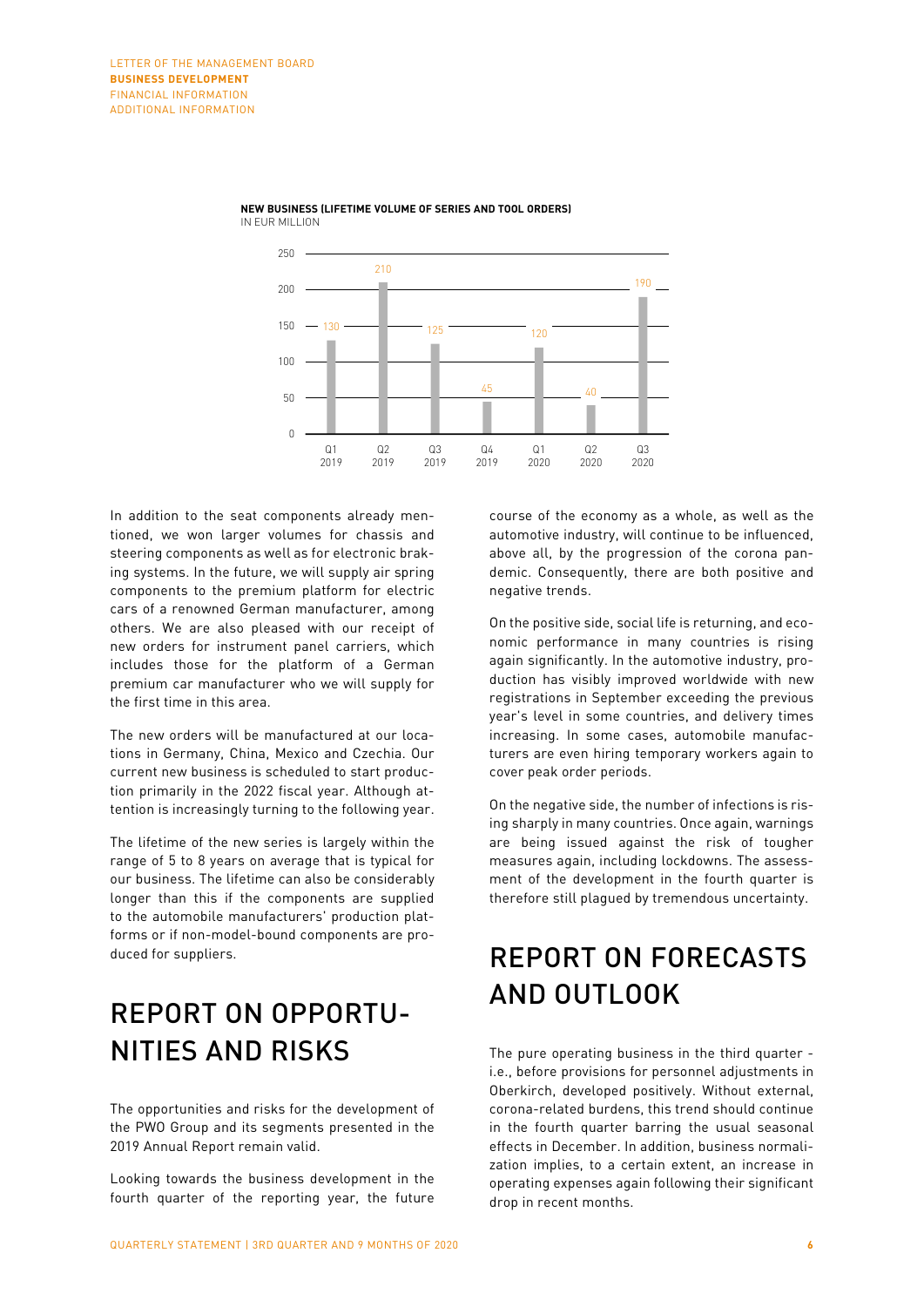**NEW BUSINESS (LIFETIME VOLUME OF SERIES AND TOOL ORDERS)**
IN EUR MILLION

| Q1 2019 | Q2 2019 | Q3 2019 | Q4 2019 | Q1 2020 | Q2 2020 | Q3 2020 |
|---|---|---|---|---|---|---|
| 130 | 210 | 125 | 45 | 120 | 40 | 190 |

In addition to the seat components already mentioned, we won larger volumes for chassis and steering components as well as for electronic braking systems. In the future, we will supply air spring components to the premium platform for electric cars of a renowned German manufacturer, among others. We are also pleased with our receipt of new orders for instrument panel carriers, which includes those for the platform of a German premium car manufacturer who we will supply for the first time in this area.

The new orders will be manufactured at our locations in Germany, China, Mexico and Czechia. Our current new business is scheduled to start production primarily in the 2022 fiscal year. Although attention is increasingly turning to the following year.

The lifetime of the new series is largely within the range of 5 to 8 years on average that is typical for our business. The lifetime can also be considerably longer than this if the components are supplied to the automobile manufacturers' production platforms or if non-model-bound components are produced for suppliers.

# REPORT ON OPPORTUNITIES AND RISKS

The opportunities and risks for the development of the PWO Group and its segments presented in the 2019 Annual Report remain valid.

Looking towards the business development in the fourth quarter of the reporting year, the future course of the economy as a whole, as well as the automotive industry, will continue to be influenced, above all, by the progression of the corona pandemic. Consequently, there are both positive and negative trends.

On the positive side, social life is returning, and economic performance in many countries is rising again significantly. In the automotive industry, production has visibly improved worldwide with new registrations in September exceeding the previous year's level in some countries, and delivery times increasing. In some cases, automobile manufacturers are even hiring temporary workers again to cover peak order periods.

On the negative side, the number of infections is rising sharply in many countries. Once again, warnings are being issued against the risk of tougher measures again, including lockdowns. The assessment of the development in the fourth quarter is therefore still plagued by tremendous uncertainty.

# REPORT ON FORECASTS AND OUTLOOK

The pure operating business in the third quarter - i.e., before provisions for personnel adjustments in Oberkirch, developed positively. Without external, corona-related burdens, this trend should continue in the fourth quarter barring the usual seasonal effects in December. In addition, business normalization implies, to a certain extent, an increase in operating expenses again following their significant drop in recent months.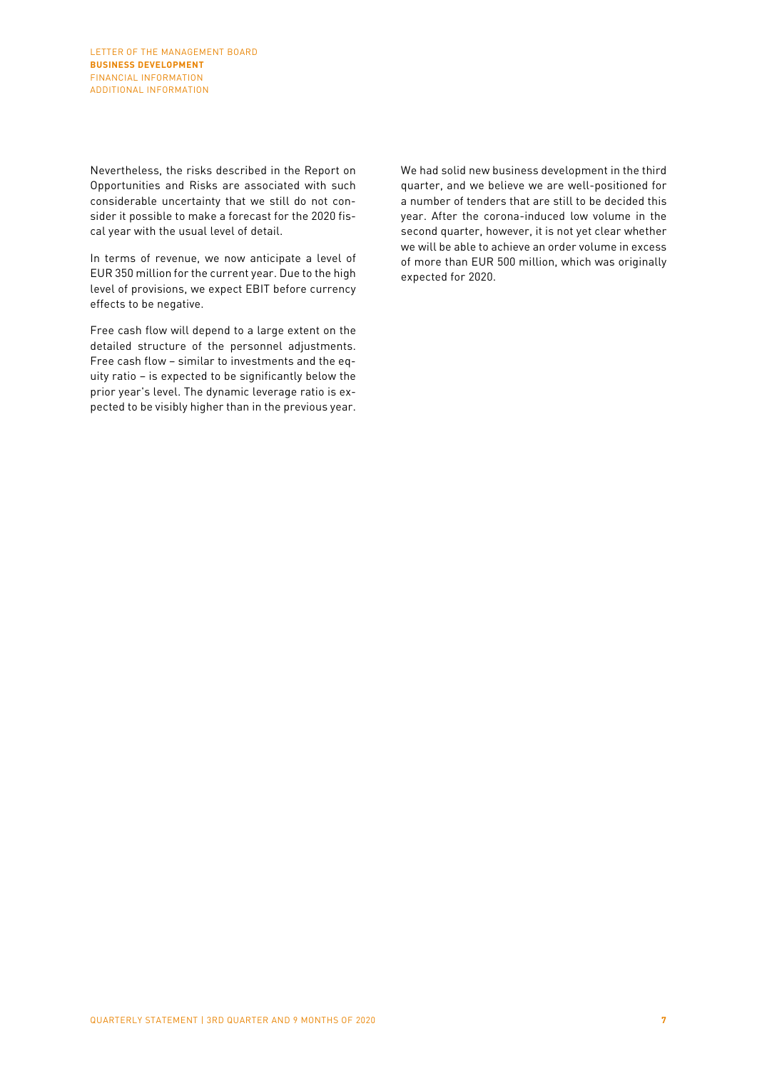Nevertheless, the risks described in the Report on Opportunities and Risks are associated with such considerable uncertainty that we still do not consider it possible to make a forecast for the 2020 fiscal year with the usual level of detail.

In terms of revenue, we now anticipate a level of EUR 350 million for the current year. Due to the high level of provisions, we expect EBIT before currency effects to be negative.

Free cash flow will depend to a large extent on the detailed structure of the personnel adjustments. Free cash flow – similar to investments and the equity ratio – is expected to be significantly below the prior year's level. The dynamic leverage ratio is expected to be visibly higher than in the previous year.

We had solid new business development in the third quarter, and we believe we are well-positioned for a number of tenders that are still to be decided this year. After the corona-induced low volume in the second quarter, however, it is not yet clear whether we will be able to achieve an order volume in excess of more than EUR 500 million, which was originally expected for 2020.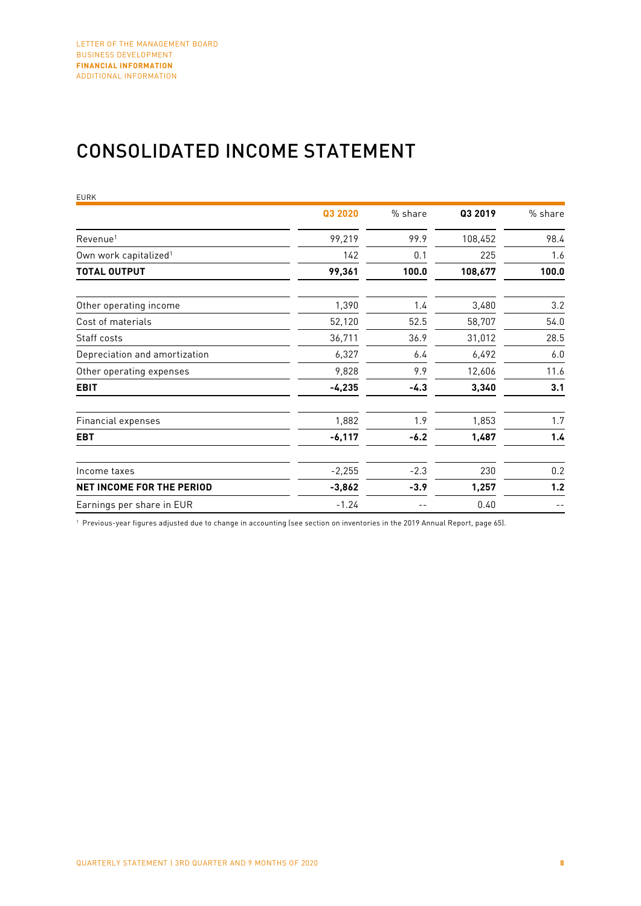# CONSOLIDATED INCOME STATEMENT

EURK

| | Q3 2020 | % share | Q3 2019 | % share |
|---|---|---|---|---|
| Revenue[1] | 99,219 | 99.9 | 108,452 | 98.4 |
| Own work capitalized[1] | 142 | 0.1 | 225 | 1.6 |
| **TOTAL OUTPUT** | **99,361** | **100.0** | **108,677** | **100.0** |
| Other operating income | 1,390 | 1.4 | 3,480 | 3.2 |
| Cost of materials | 52,120 | 52.5 | 58,707 | 54.0 |
| Staff costs | 36,711 | 36.9 | 31,012 | 28.5 |
| Depreciation and amortization | 6,327 | 6.4 | 6,492 | 6.0 |
| Other operating expenses | 9,828 | 9.9 | 12,606 | 11.6 |
| **EBIT** | **-4,235** | **-4.3** | **3,340** | **3.1** |
| Financial expenses | 1,882 | 1.9 | 1,853 | 1.7 |
| **EBT** | **-6,117** | **-6.2** | **1,487** | **1.4** |
| Income taxes | -2,255 | -2.3 | 230 | 0.2 |
| **NET INCOME FOR THE PERIOD** | **-3,862** | **-3.9** | **1,257** | **1.2** |
| Earnings per share in EUR | -1.24 | -- | 0.40 | -- |

[1] Previous-year figures adjusted due to change in accounting (see section on inventories in the 2019 Annual Report, page 65).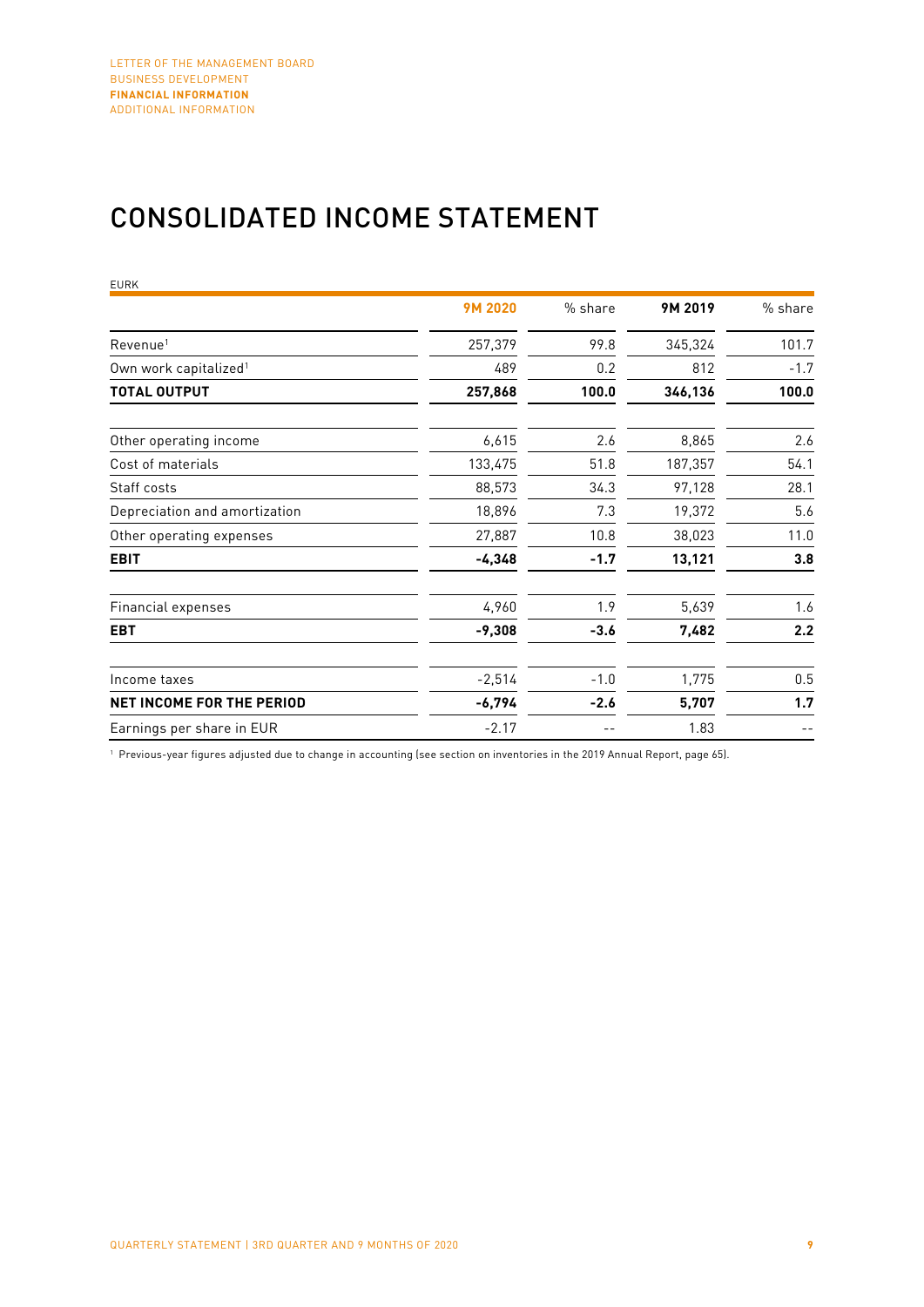# CONSOLIDATED INCOME STATEMENT

EURK

| | 9M 2020 | % share | 9M 2019 | % share |
|---|---|---|---|---|
| Revenue[1] | 257,379 | 99.8 | 345,324 | 101.7 |
| Own work capitalized[1] | 489 | 0.2 | 812 | -1.7 |
| **TOTAL OUTPUT** | **257,868** | **100.0** | **346,136** | **100.0** |
| Other operating income | 6,615 | 2.6 | 8,865 | 2.6 |
| Cost of materials | 133,475 | 51.8 | 187,357 | 54.1 |
| Staff costs | 88,573 | 34.3 | 97,128 | 28.1 |
| Depreciation and amortization | 18,896 | 7.3 | 19,372 | 5.6 |
| Other operating expenses | 27,887 | 10.8 | 38,023 | 11.0 |
| **EBIT** | **-4,348** | **-1.7** | **13,121** | **3.8** |
| Financial expenses | 4,960 | 1.9 | 5,639 | 1.6 |
| **EBT** | **-9,308** | **-3.6** | **7,482** | **2.2** |
| Income taxes | -2,514 | -1.0 | 1,775 | 0.5 |
| **NET INCOME FOR THE PERIOD** | **-6,794** | **-2.6** | **5,707** | **1.7** |
| Earnings per share in EUR | -2.17 | -- | 1.83 | -- |

[1] Previous-year figures adjusted due to change in accounting (see section on inventories in the 2019 Annual Report, page 65).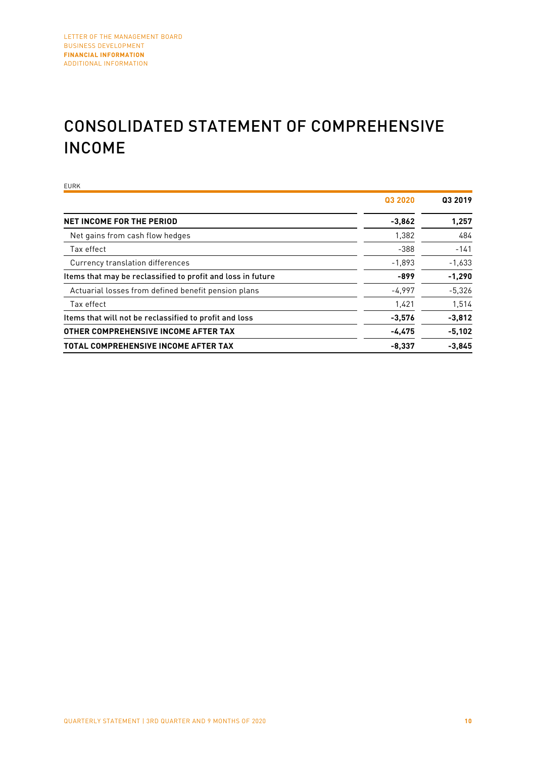# CONSOLIDATED STATEMENT OF COMPREHENSIVE INCOME

EURK

| | Q3 2020 | Q3 2019 |
|---|---|---|
| **NET INCOME FOR THE PERIOD** | **-3,862** | **1,257** |
| Net gains from cash flow hedges | 1,382 | 484 |
| Tax effect | -388 | -141 |
| Currency translation differences | -1,893 | -1,633 |
| **Items that may be reclassified to profit and loss in future** | **-899** | **-1,290** |
| Actuarial losses from defined benefit pension plans | -4,997 | -5,326 |
| Tax effect | 1,421 | 1,514 |
| **Items that will not be reclassified to profit and loss** | **-3,576** | **-3,812** |
| **OTHER COMPREHENSIVE INCOME AFTER TAX** | **-4,475** | **-5,102** |
| **TOTAL COMPREHENSIVE INCOME AFTER TAX** | **-8,337** | **-3,845** |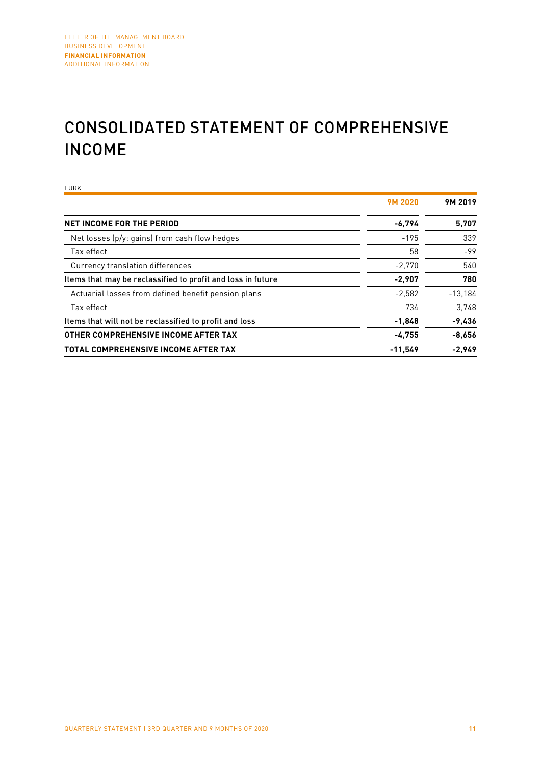# CONSOLIDATED STATEMENT OF COMPREHENSIVE INCOME

EURK

| | 9M 2020 | 9M 2019 |
|---|---|---|
| **NET INCOME FOR THE PERIOD** | **-6,794** | **5,707** |
| Net losses (p/y: gains) from cash flow hedges | -195 | 339 |
| Tax effect | 58 | -99 |
| Currency translation differences | -2,770 | 540 |
| **Items that may be reclassified to profit and loss in future** | **-2,907** | **780** |
| Actuarial losses from defined benefit pension plans | -2,582 | -13,184 |
| Tax effect | 734 | 3,748 |
| **Items that will not be reclassified to profit and loss** | **-1,848** | **-9,436** |
| **OTHER COMPREHENSIVE INCOME AFTER TAX** | **-4,755** | **-8,656** |
| **TOTAL COMPREHENSIVE INCOME AFTER TAX** | **-11,549** | **-2,949** |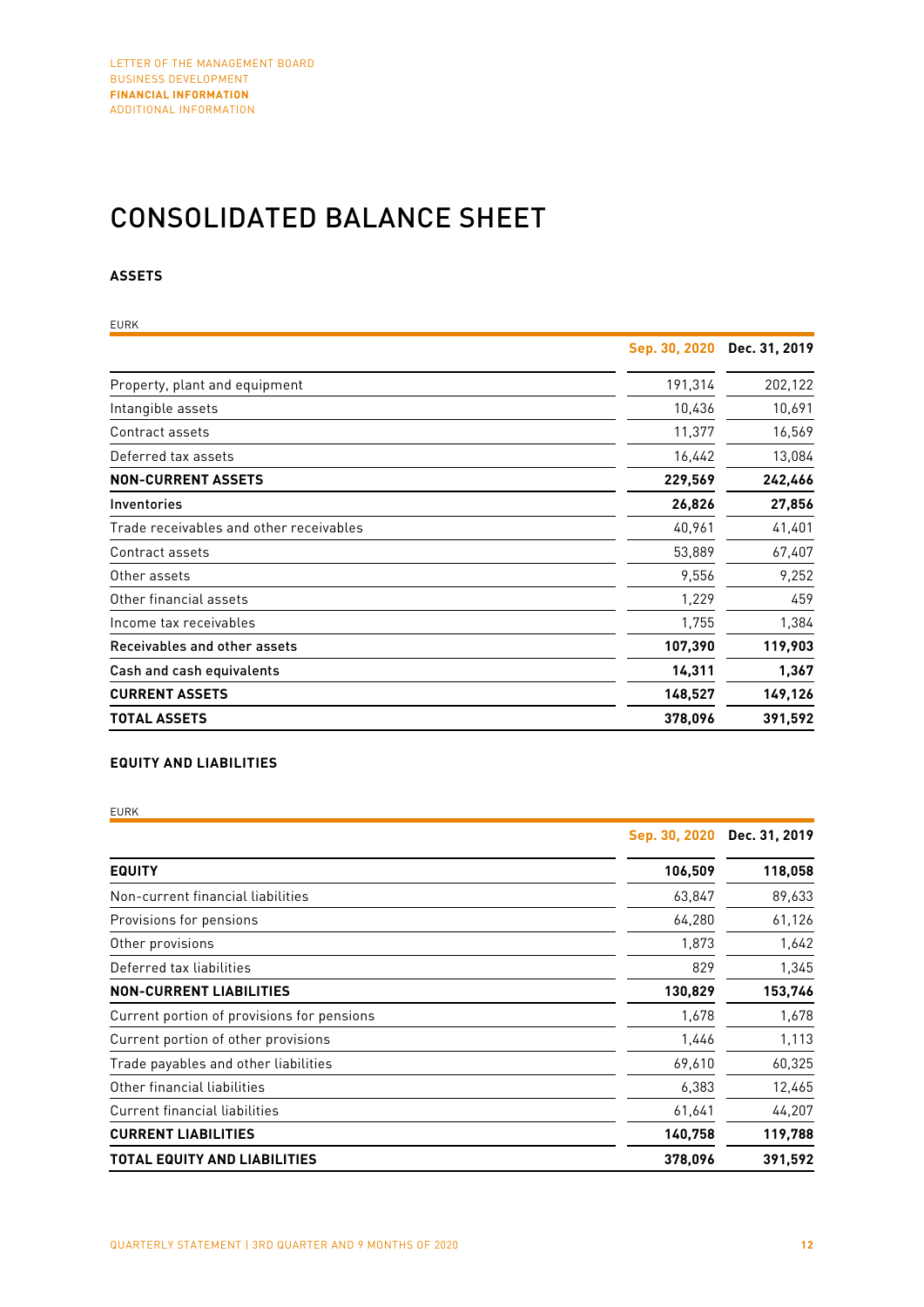# CONSOLIDATED BALANCE SHEET

## ASSETS

EURK

| | Sep. 30, 2020 | Dec. 31, 2019 |
|---|---|---|
| Property, plant and equipment | 191,314 | 202,122 |
| Intangible assets | 10,436 | 10,691 |
| Contract assets | 11,377 | 16,569 |
| Deferred tax assets | 16,442 | 13,084 |
| **NON-CURRENT ASSETS** | **229,569** | **242,466** |
| **Inventories** | **26,826** | **27,856** |
| Trade receivables and other receivables | 40,961 | 41,401 |
| Contract assets | 53,889 | 67,407 |
| Other assets | 9,556 | 9,252 |
| Other financial assets | 1,229 | 459 |
| Income tax receivables | 1,755 | 1,384 |
| **Receivables and other assets** | **107,390** | **119,903** |
| **Cash and cash equivalents** | **14,311** | **1,367** |
| **CURRENT ASSETS** | **148,527** | **149,126** |
| **TOTAL ASSETS** | **378,096** | **391,592** |

## EQUITY AND LIABILITIES

EURK

| | Sep. 30, 2020 | Dec. 31, 2019 |
|---|---|---|
| **EQUITY** | **106,509** | **118,058** |
| Non-current financial liabilities | 63,847 | 89,633 |
| Provisions for pensions | 64,280 | 61,126 |
| Other provisions | 1,873 | 1,642 |
| Deferred tax liabilities | 829 | 1,345 |
| **NON-CURRENT LIABILITIES** | **130,829** | **153,746** |
| Current portion of provisions for pensions | 1,678 | 1,678 |
| Current portion of other provisions | 1,446 | 1,113 |
| Trade payables and other liabilities | 69,610 | 60,325 |
| Other financial liabilities | 6,383 | 12,465 |
| Current financial liabilities | 61,641 | 44,207 |
| **CURRENT LIABILITIES** | **140,758** | **119,788** |
| **TOTAL EQUITY AND LIABILITIES** | **378,096** | **391,592** |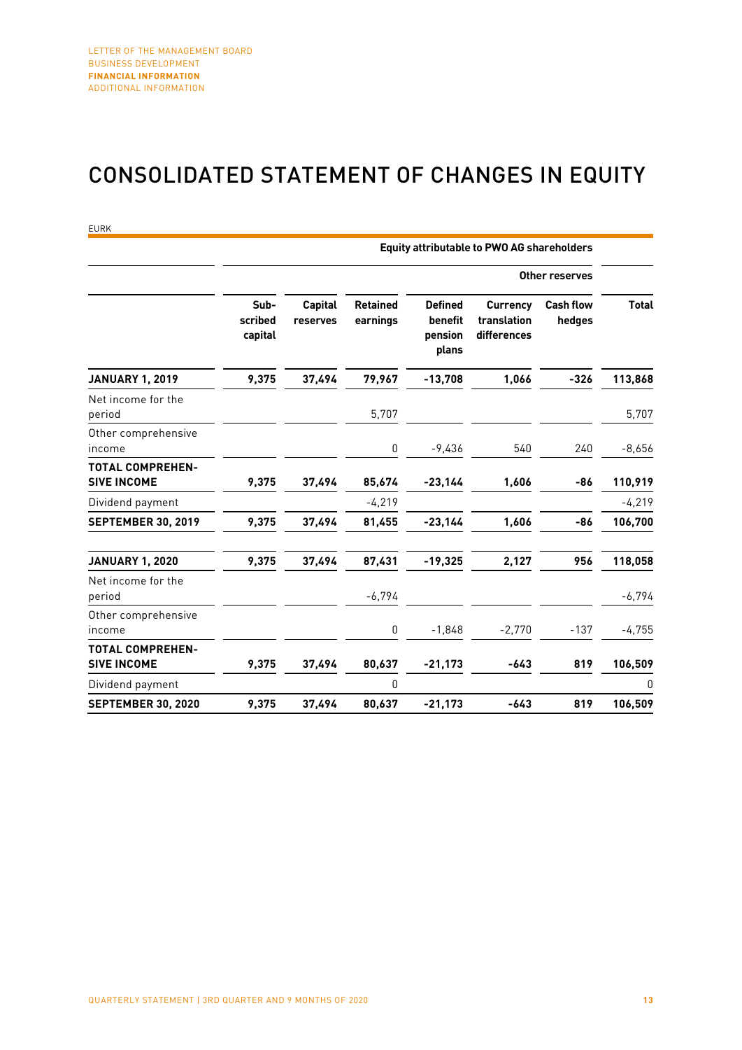# CONSOLIDATED STATEMENT OF CHANGES IN EQUITY

EURK

| | Equity attributable to PWO AG shareholders | | | | | | |
|---|---|---|---|---|---|---|---|
| | | | | Other reserves | | | |
| | Subscribed capital | Capital reserves | Retained earnings | Defined benefit pension plans | Currency translation differences | Cash flow hedges | Total |
| **JANUARY 1, 2019** | **9,375** | **37,494** | **79,967** | **-13,708** | **1,066** | **-326** | **113,868** |
| Net income for the period | | | 5,707 | | | | 5,707 |
| Other comprehensive income | | | 0 | -9,436 | 540 | 240 | -8,656 |
| **TOTAL COMPREHENSIVE INCOME** | **9,375** | **37,494** | **85,674** | **-23,144** | **1,606** | **-86** | **110,919** |
| Dividend payment | | | -4,219 | | | | -4,219 |
| **SEPTEMBER 30, 2019** | **9,375** | **37,494** | **81,455** | **-23,144** | **1,606** | **-86** | **106,700** |
| **JANUARY 1, 2020** | **9,375** | **37,494** | **87,431** | **-19,325** | **2,127** | **956** | **118,058** |
| Net income for the period | | | -6,794 | | | | -6,794 |
| Other comprehensive income | | | 0 | -1,848 | -2,770 | -137 | -4,755 |
| **TOTAL COMPREHENSIVE INCOME** | **9,375** | **37,494** | **80,637** | **-21,173** | **-643** | **819** | **106,509** |
| Dividend payment | | | 0 | | | | 0 |
| **SEPTEMBER 30, 2020** | **9,375** | **37,494** | **80,637** | **-21,173** | **-643** | **819** | **106,509** |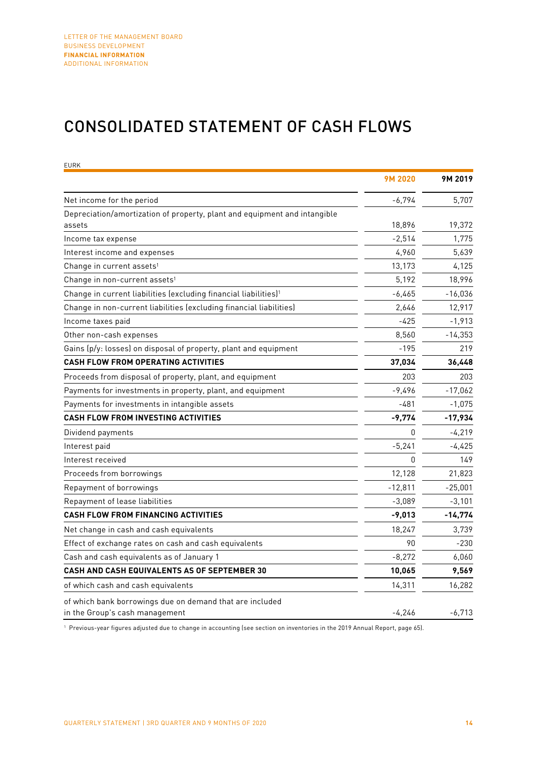# CONSOLIDATED STATEMENT OF CASH FLOWS

EURK

| | 9M 2020 | 9M 2019 |
|---|---|---|
| Net income for the period | -6,794 | 5,707 |
| Depreciation/amortization of property, plant and equipment and intangible assets | 18,896 | 19,372 |
| Income tax expense | -2,514 | 1,775 |
| Interest income and expenses | 4,960 | 5,639 |
| Change in current assets[1] | 13,173 | 4,125 |
| Change in non-current assets[1] | 5,192 | 18,996 |
| Change in current liabilities (excluding financial liabilities)[1] | -6,465 | -16,036 |
| Change in non-current liabilities (excluding financial liabilities) | 2,646 | 12,917 |
| Income taxes paid | -425 | -1,913 |
| Other non-cash expenses | 8,560 | -14,353 |
| Gains (p/y: losses) on disposal of property, plant and equipment | -195 | 219 |
| **CASH FLOW FROM OPERATING ACTIVITIES** | **37,034** | **36,448** |
| Proceeds from disposal of property, plant, and equipment | 203 | 203 |
| Payments for investments in property, plant, and equipment | -9,496 | -17,062 |
| Payments for investments in intangible assets | -481 | -1,075 |
| **CASH FLOW FROM INVESTING ACTIVITIES** | **-9,774** | **-17,934** |
| Dividend payments | 0 | -4,219 |
| Interest paid | -5,241 | -4,425 |
| Interest received | 0 | 149 |
| Proceeds from borrowings | 12,128 | 21,823 |
| Repayment of borrowings | -12,811 | -25,001 |
| Repayment of lease liabilities | -3,089 | -3,101 |
| **CASH FLOW FROM FINANCING ACTIVITIES** | **-9,013** | **-14,774** |
| Net change in cash and cash equivalents | 18,247 | 3,739 |
| Effect of exchange rates on cash and cash equivalents | 90 | -230 |
| Cash and cash equivalents as of January 1 | -8,272 | 6,060 |
| **CASH AND CASH EQUIVALENTS AS OF SEPTEMBER 30** | **10,065** | **9,569** |
| of which cash and cash equivalents | 14,311 | 16,282 |
| of which bank borrowings due on demand that are included in the Group's cash management | -4,246 | -6,713 |

[1] Previous-year figures adjusted due to change in accounting (see section on inventories in the 2019 Annual Report, page 65).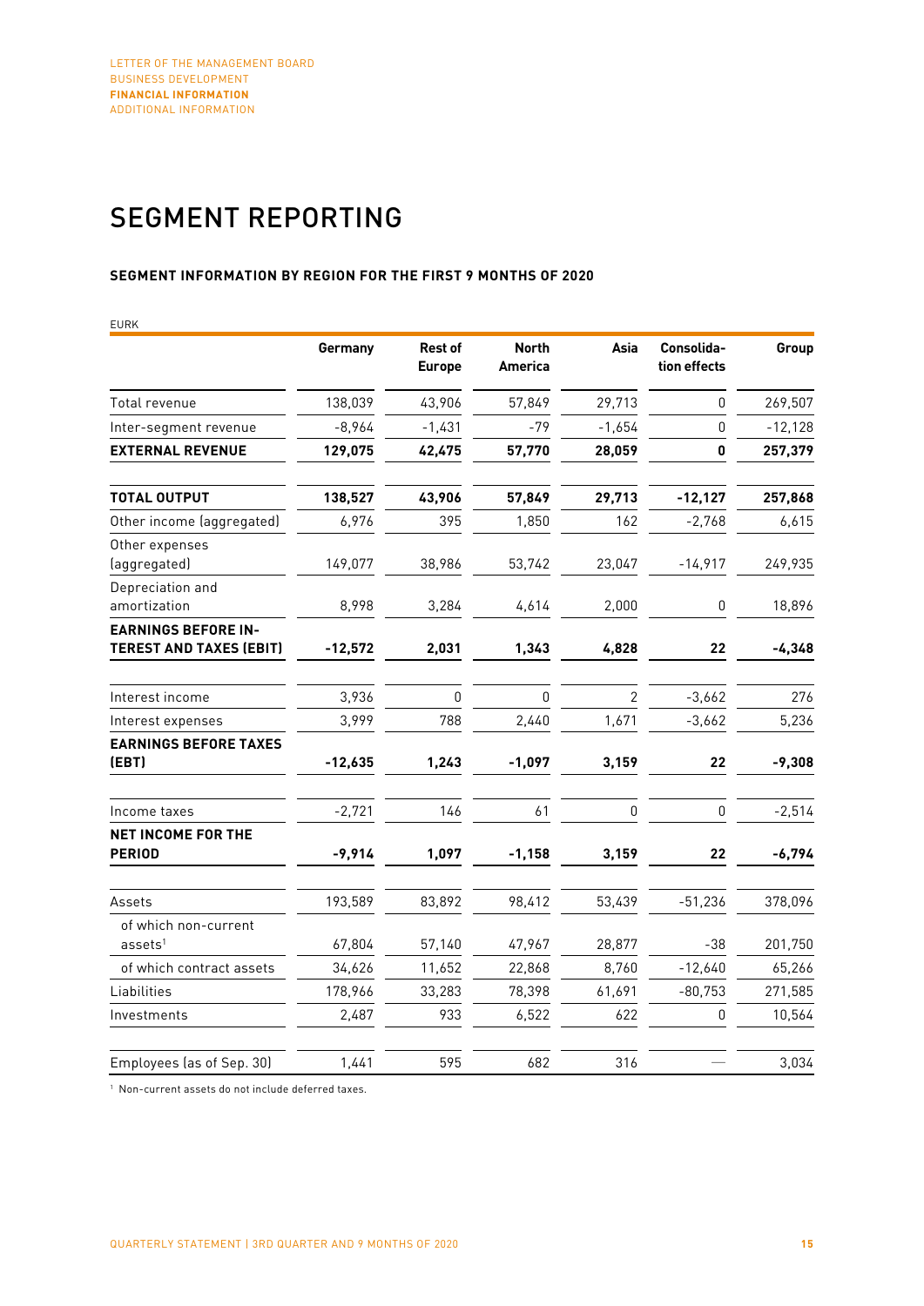# SEGMENT REPORTING

### SEGMENT INFORMATION BY REGION FOR THE FIRST 9 MONTHS OF 2020

EURK

| | Germany | Rest of Europe | North America | Asia | Consolidation effects | Group |
|---|---|---|---|---|---|---|
| Total revenue | 138,039 | 43,906 | 57,849 | 29,713 | 0 | 269,507 |
| Inter-segment revenue | -8,964 | -1,431 | -79 | -1,654 | 0 | -12,128 |
| **EXTERNAL REVENUE** | **129,075** | **42,475** | **57,770** | **28,059** | **0** | **257,379** |
| **TOTAL OUTPUT** | **138,527** | **43,906** | **57,849** | **29,713** | **-12,127** | **257,868** |
| Other income (aggregated) | 6,976 | 395 | 1,850 | 162 | -2,768 | 6,615 |
| Other expenses (aggregated) | 149,077 | 38,986 | 53,742 | 23,047 | -14,917 | 249,935 |
| Depreciation and amortization | 8,998 | 3,284 | 4,614 | 2,000 | 0 | 18,896 |
| **EARNINGS BEFORE INTEREST AND TAXES (EBIT)** | **-12,572** | **2,031** | **1,343** | **4,828** | **22** | **-4,348** |
| Interest income | 3,936 | 0 | 0 | 2 | -3,662 | 276 |
| Interest expenses | 3,999 | 788 | 2,440 | 1,671 | -3,662 | 5,236 |
| **EARNINGS BEFORE TAXES (EBT)** | **-12,635** | **1,243** | **-1,097** | **3,159** | **22** | **-9,308** |
| Income taxes | -2,721 | 146 | 61 | 0 | 0 | -2,514 |
| **NET INCOME FOR THE PERIOD** | **-9,914** | **1,097** | **-1,158** | **3,159** | **22** | **-6,794** |
| Assets | 193,589 | 83,892 | 98,412 | 53,439 | -51,236 | 378,096 |
| of which non-current assets[1] | 67,804 | 57,140 | 47,967 | 28,877 | -38 | 201,750 |
| of which contract assets | 34,626 | 11,652 | 22,868 | 8,760 | -12,640 | 65,266 |
| Liabilities | 178,966 | 33,283 | 78,398 | 61,691 | -80,753 | 271,585 |
| Investments | 2,487 | 933 | 6,522 | 622 | 0 | 10,564 |
| Employees (as of Sep. 30) | 1,441 | 595 | 682 | 316 | — | 3,034 |

[1] Non-current assets do not include deferred taxes.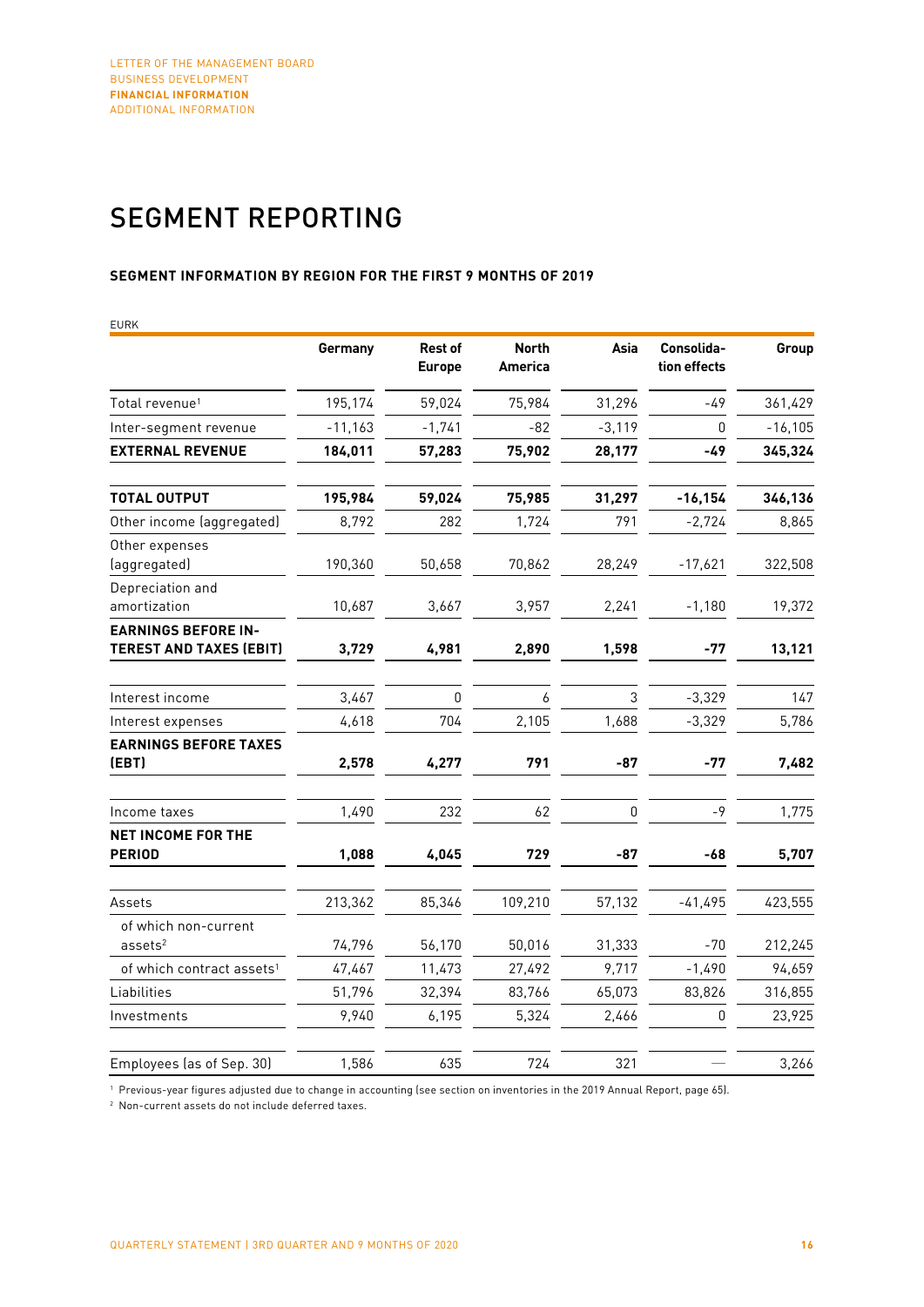# SEGMENT REPORTING

### SEGMENT INFORMATION BY REGION FOR THE FIRST 9 MONTHS OF 2019

EURK

| | Germany | Rest of Europe | North America | Asia | Consolidation effects | Group |
|---|---|---|---|---|---|---|
| Total revenue[1] | 195,174 | 59,024 | 75,984 | 31,296 | -49 | 361,429 |
| Inter-segment revenue | -11,163 | -1,741 | -82 | -3,119 | 0 | -16,105 |
| **EXTERNAL REVENUE** | **184,011** | **57,283** | **75,902** | **28,177** | **-49** | **345,324** |
| **TOTAL OUTPUT** | **195,984** | **59,024** | **75,985** | **31,297** | **-16,154** | **346,136** |
| Other income (aggregated) | 8,792 | 282 | 1,724 | 791 | -2,724 | 8,865 |
| Other expenses (aggregated) | 190,360 | 50,658 | 70,862 | 28,249 | -17,621 | 322,508 |
| Depreciation and amortization | 10,687 | 3,667 | 3,957 | 2,241 | -1,180 | 19,372 |
| **EARNINGS BEFORE INTEREST AND TAXES (EBIT)** | **3,729** | **4,981** | **2,890** | **1,598** | **-77** | **13,121** |
| Interest income | 3,467 | 0 | 6 | 3 | -3,329 | 147 |
| Interest expenses | 4,618 | 704 | 2,105 | 1,688 | -3,329 | 5,786 |
| **EARNINGS BEFORE TAXES (EBT)** | **2,578** | **4,277** | **791** | **-87** | **-77** | **7,482** |
| Income taxes | 1,490 | 232 | 62 | 0 | -9 | 1,775 |
| **NET INCOME FOR THE PERIOD** | **1,088** | **4,045** | **729** | **-87** | **-68** | **5,707** |
| Assets | 213,362 | 85,346 | 109,210 | 57,132 | -41,495 | 423,555 |
| of which non-current assets[2] | 74,796 | 56,170 | 50,016 | 31,333 | -70 | 212,245 |
| of which contract assets[1] | 47,467 | 11,473 | 27,492 | 9,717 | -1,490 | 94,659 |
| Liabilities | 51,796 | 32,394 | 83,766 | 65,073 | 83,826 | 316,855 |
| Investments | 9,940 | 6,195 | 5,324 | 2,466 | 0 | 23,925 |
| Employees (as of Sep. 30) | 1,586 | 635 | 724 | 321 | — | 3,266 |

[1] Previous-year figures adjusted due to change in accounting (see section on inventories in the 2019 Annual Report, page 65).

[2] Non-current assets do not include deferred taxes.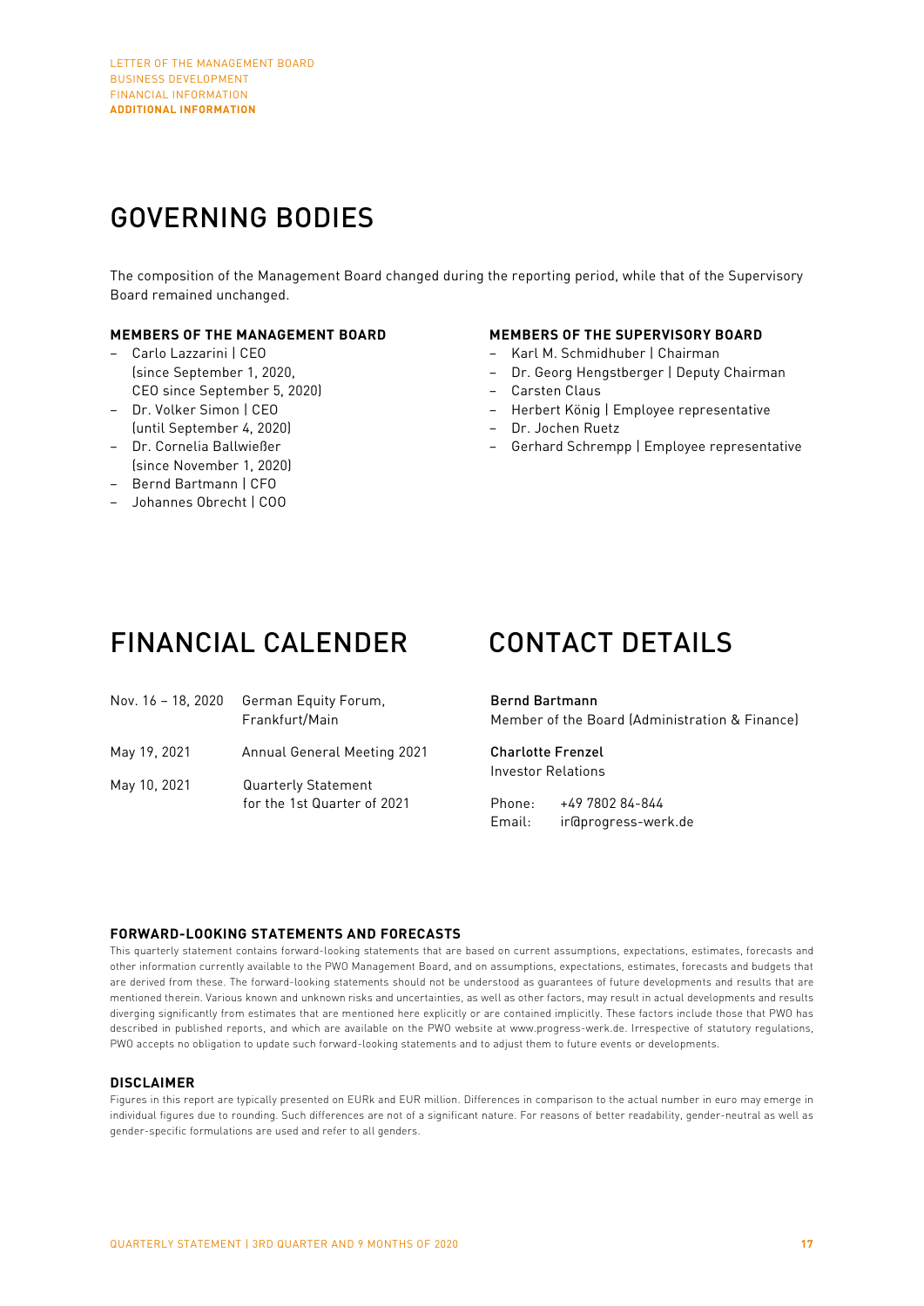# GOVERNING BODIES

The composition of the Management Board changed during the reporting period, while that of the Supervisory Board remained unchanged.

**MEMBERS OF THE MANAGEMENT BOARD**

- Carlo Lazzarini | CEO (since September 1, 2020, CEO since September 5, 2020)
- Dr. Volker Simon | CEO (until September 4, 2020)
- Dr. Cornelia Ballwießer (since November 1, 2020)
- Bernd Bartmann | CFO
- Johannes Obrecht | COO

**MEMBERS OF THE SUPERVISORY BOARD**

- Karl M. Schmidhuber | Chairman
- Dr. Georg Hengstberger | Deputy Chairman
- Carsten Claus
- Herbert König | Employee representative
- Dr. Jochen Ruetz
- Gerhard Schrempp | Employee representative

# FINANCIAL CALENDER

| | |
|---|---|
| Nov. 16 – 18, 2020 | German Equity Forum, Frankfurt/Main |
| May 19, 2021 | Annual General Meeting 2021 |
| May 10, 2021 | Quarterly Statement for the 1st Quarter of 2021 |

# CONTACT DETAILS

Bernd Bartmann
Member of the Board (Administration & Finance)

Charlotte Frenzel
Investor Relations

Phone: +49 7802 84-844
Email: ir@progress-werk.de

**FORWARD-LOOKING STATEMENTS AND FORECASTS**

This quarterly statement contains forward-looking statements that are based on current assumptions, expectations, estimates, forecasts and other information currently available to the PWO Management Board, and on assumptions, expectations, estimates, forecasts and budgets that are derived from these. The forward-looking statements should not be understood as guarantees of future developments and results that are mentioned therein. Various known and unknown risks and uncertainties, as well as other factors, may result in actual developments and results diverging significantly from estimates that are mentioned here explicitly or are contained implicitly. These factors include those that PWO has described in published reports, and which are available on the PWO website at www.progress-werk.de. Irrespective of statutory regulations, PWO accepts no obligation to update such forward-looking statements and to adjust them to future events or developments.

**DISCLAIMER**

Figures in this report are typically presented on EURk and EUR million. Differences in comparison to the actual number in euro may emerge in individual figures due to rounding. Such differences are not of a significant nature. For reasons of better readability, gender-neutral as well as gender-specific formulations are used and refer to all genders.